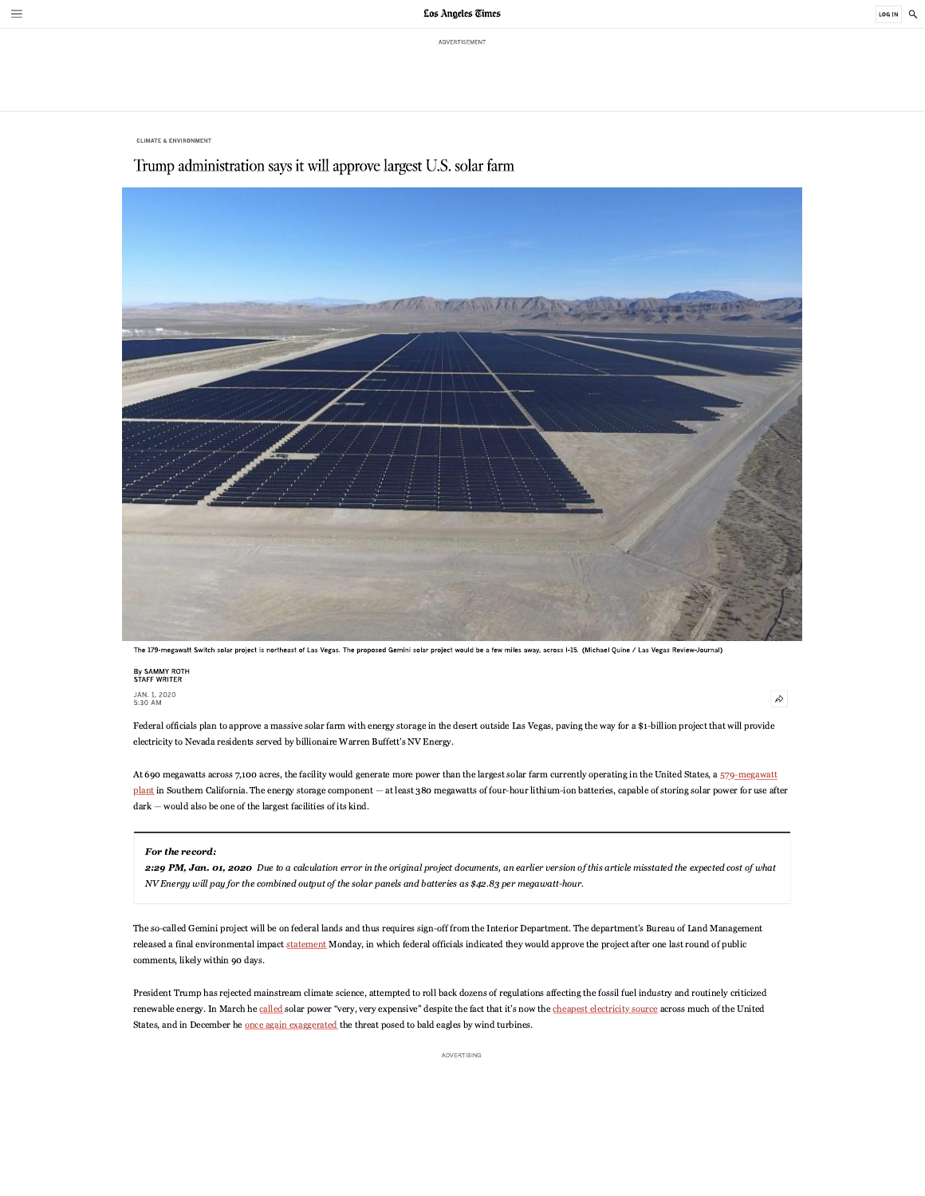CLIMATE & ENVIRONMENT

# Trump administration says it will approve largest U.S. solar farm

The 179-megawatt Switch solar project is northeast of Las Vegas. The proposed Gemini solar project would be a few miles away, across I-15. (Michael Quine / Las Vegas Review-Journal)

By SAMMY ROTH
STAFF WRITER

JAN. 1, 2020
5:30 AM

Federal officials plan to approve a massive solar farm with energy storage in the desert outside Las Vegas, paving the way for a $1-billion project that will provide electricity to Nevada residents served by billionaire Warren Buffett's NV Energy.

At 690 megawatts across 7,100 acres, the facility would generate more power than the largest solar farm currently operating in the United States, a 579-megawatt plant in Southern California. The energy storage component — at least 380 megawatts of four-hour lithium-ion batteries, capable of storing solar power for use after dark — would also be one of the largest facilities of its kind.

> ***For the record:***
> ***2:29 PM, Jan. 01, 2020*** *Due to a calculation error in the original project documents, an earlier version of this article misstated the expected cost of what NV Energy will pay for the combined output of the solar panels and batteries as $42.83 per megawatt-hour.*

The so-called Gemini project will be on federal lands and thus requires sign-off from the Interior Department. The department's Bureau of Land Management released a final environmental impact statement Monday, in which federal officials indicated they would approve the project after one last round of public comments, likely within 90 days.

President Trump has rejected mainstream climate science, attempted to roll back dozens of regulations affecting the fossil fuel industry and routinely criticized renewable energy. In March he called solar power "very, very expensive" despite the fact that it's now the cheapest electricity source across much of the United States, and in December he once again exaggerated the threat posed to bald eagles by wind turbines.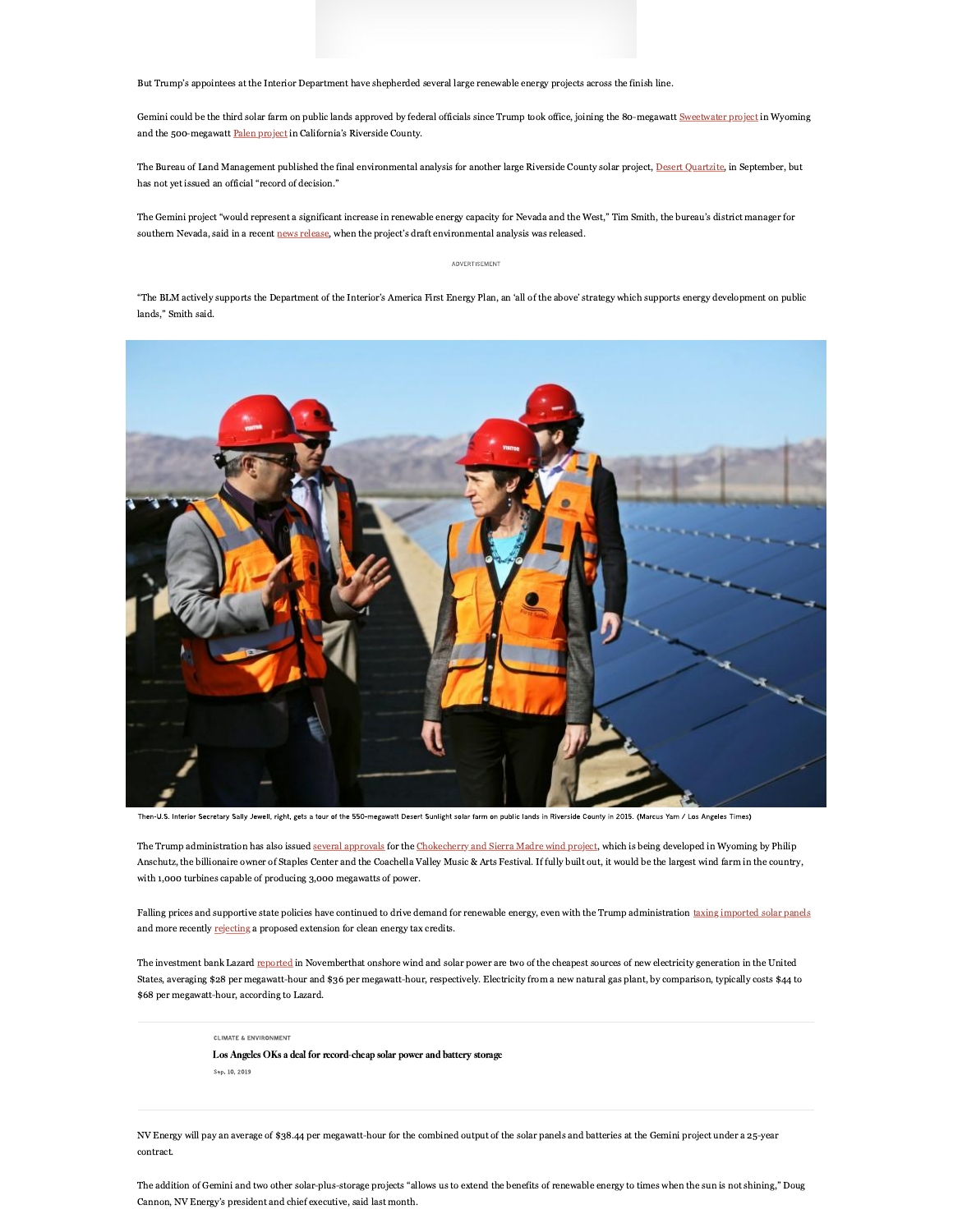But Trump's appointees at the Interior Department have shepherded several large renewable energy projects across the finish line.

Gemini could be the third solar farm on public lands approved by federal officials since Trump took office, joining the 80-megawatt Sweetwater project in Wyoming and the 500-megawatt Palen project in California's Riverside County.

The Bureau of Land Management published the final environmental analysis for another large Riverside County solar project, Desert Quartzite, in September, but has not yet issued an official "record of decision."

The Gemini project "would represent a significant increase in renewable energy capacity for Nevada and the West," Tim Smith, the bureau's district manager for southern Nevada, said in a recent news release, when the project's draft environmental analysis was released.

"The BLM actively supports the Department of the Interior's America First Energy Plan, an 'all of the above' strategy which supports energy development on public lands," Smith said.

Then-U.S. Interior Secretary Sally Jewell, right, gets a tour of the 550-megawatt Desert Sunlight solar farm on public lands in Riverside County in 2015. (Marcus Yam / Los Angeles Times)

The Trump administration has also issued several approvals for the Chokecherry and Sierra Madre wind project, which is being developed in Wyoming by Philip Anschutz, the billionaire owner of Staples Center and the Coachella Valley Music & Arts Festival. If fully built out, it would be the largest wind farm in the country, with 1,000 turbines capable of producing 3,000 megawatts of power.

Falling prices and supportive state policies have continued to drive demand for renewable energy, even with the Trump administration taxing imported solar panels and more recently rejecting a proposed extension for clean energy tax credits.

The investment bank Lazard reported in November that onshore wind and solar power are two of the cheapest sources of new electricity generation in the United States, averaging $28 per megawatt-hour and $36 per megawatt-hour, respectively. Electricity from a new natural gas plant, by comparison, typically costs $44 to $68 per megawatt-hour, according to Lazard.

CLIMATE & ENVIRONMENT

**Los Angeles OKs a deal for record-cheap solar power and battery storage**

Sep. 10, 2019

NV Energy will pay an average of $38.44 per megawatt-hour for the combined output of the solar panels and batteries at the Gemini project under a 25-year contract.

The addition of Gemini and two other solar-plus-storage projects "allows us to extend the benefits of renewable energy to times when the sun is not shining," Doug Cannon, NV Energy's president and chief executive, said last month.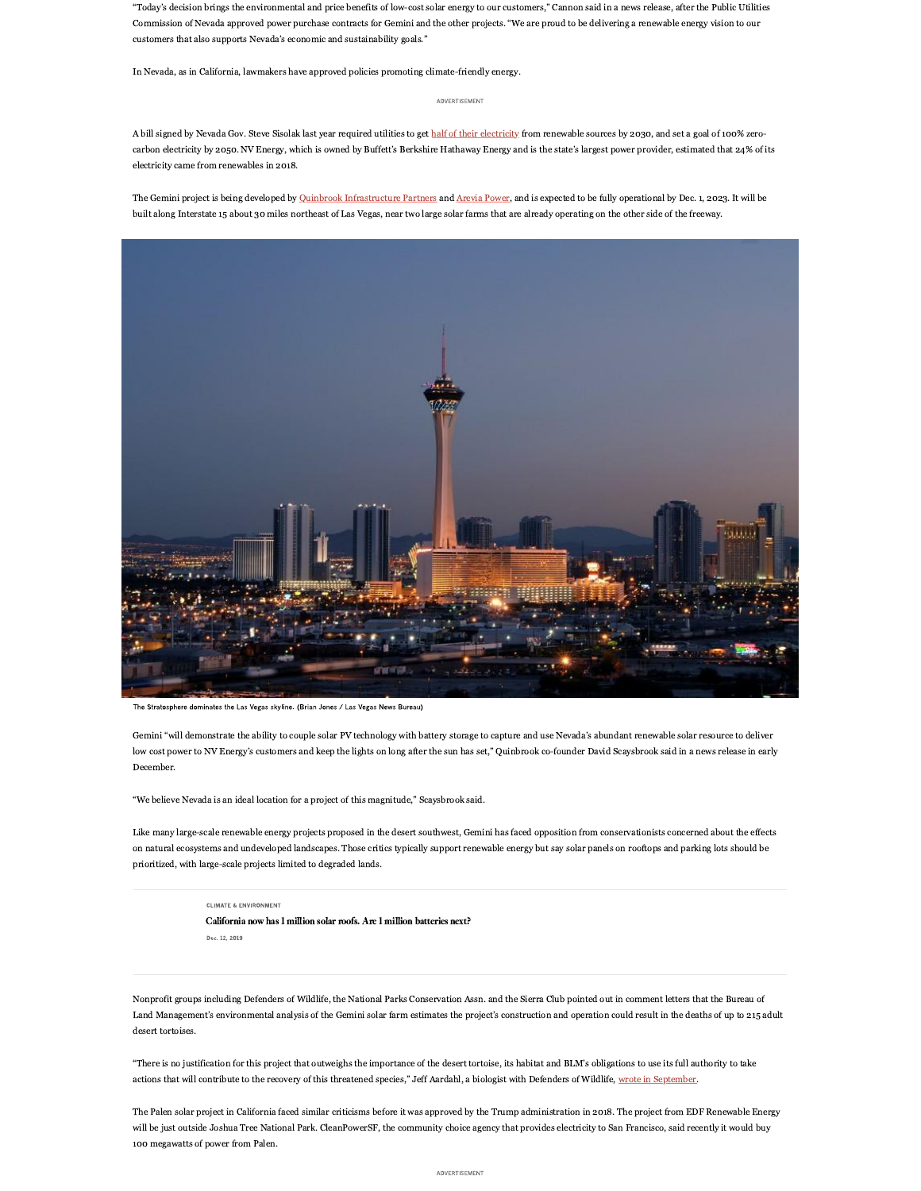"Today's decision brings the environmental and price benefits of low-cost solar energy to our customers," Cannon said in a news release, after the Public Utilities Commission of Nevada approved power purchase contracts for Gemini and the other projects. "We are proud to be delivering a renewable energy vision to our customers that also supports Nevada's economic and sustainability goals."

In Nevada, as in California, lawmakers have approved policies promoting climate-friendly energy.

A bill signed by Nevada Gov. Steve Sisolak last year required utilities to get half of their electricity from renewable sources by 2030, and set a goal of 100% zero-carbon electricity by 2050. NV Energy, which is owned by Buffett's Berkshire Hathaway Energy and is the state's largest power provider, estimated that 24% of its electricity came from renewables in 2018.

The Gemini project is being developed by Quinbrook Infrastructure Partners and Arevia Power, and is expected to be fully operational by Dec. 1, 2023. It will be built along Interstate 15 about 30 miles northeast of Las Vegas, near two large solar farms that are already operating on the other side of the freeway.

The Stratosphere dominates the Las Vegas skyline. (Brian Jones / Las Vegas News Bureau)

Gemini "will demonstrate the ability to couple solar PV technology with battery storage to capture and use Nevada's abundant renewable solar resource to deliver low cost power to NV Energy's customers and keep the lights on long after the sun has set," Quinbrook co-founder David Scaysbrook said in a news release in early December.

"We believe Nevada is an ideal location for a project of this magnitude," Scaysbrook said.

Like many large-scale renewable energy projects proposed in the desert southwest, Gemini has faced opposition from conservationists concerned about the effects on natural ecosystems and undeveloped landscapes. Those critics typically support renewable energy but say solar panels on rooftops and parking lots should be prioritized, with large-scale projects limited to degraded lands.

Nonprofit groups including Defenders of Wildlife, the National Parks Conservation Assn. and the Sierra Club pointed out in comment letters that the Bureau of Land Management's environmental analysis of the Gemini solar farm estimates the project's construction and operation could result in the deaths of up to 215 adult desert tortoises.

"There is no justification for this project that outweighs the importance of the desert tortoise, its habitat and BLM's obligations to use its full authority to take actions that will contribute to the recovery of this threatened species," Jeff Aardahl, a biologist with Defenders of Wildlife, wrote in September.

The Palen solar project in California faced similar criticisms before it was approved by the Trump administration in 2018. The project from EDF Renewable Energy will be just outside Joshua Tree National Park. CleanPowerSF, the community choice agency that provides electricity to San Francisco, said recently it would buy 100 megawatts of power from Palen.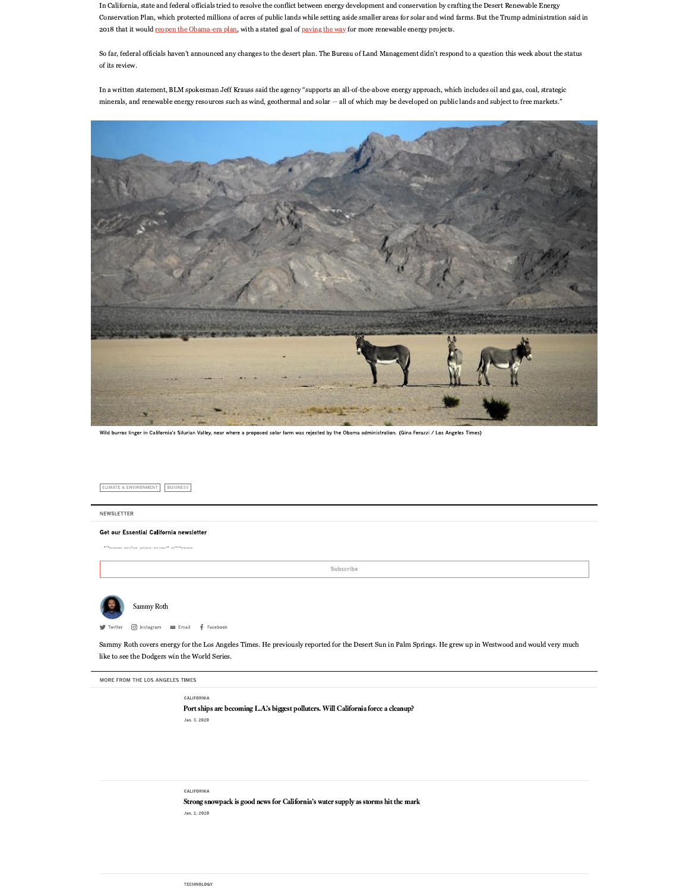In California, state and federal officials tried to resolve the conflict between energy development and conservation by crafting the Desert Renewable Energy Conservation Plan, which protected millions of acres of public lands while setting aside smaller areas for solar and wind farms. But the Trump administration said in 2018 that it would reopen the Obama-era plan, with a stated goal of paving the way for more renewable energy projects.

So far, federal officials haven't announced any changes to the desert plan. The Bureau of Land Management didn't respond to a question this week about the status of its review.

In a written statement, BLM spokesman Jeff Krauss said the agency "supports an all-of-the-above energy approach, which includes oil and gas, coal, strategic minerals, and renewable energy resources such as wind, geothermal and solar — all of which may be developed on public lands and subject to free markets."

Wild burros linger in California's Silurian Valley, near where a proposed solar farm was rejected by the Obama administration. (Gina Ferazzi / Los Angeles Times)

CLIMATE & ENVIRONMENT | BUSINESS

NEWSLETTER

**Get our Essential California newsletter**

Subscribe

Sammy Roth

Twitter | Instagram | Email | Facebook

Sammy Roth covers energy for the Los Angeles Times. He previously reported for the Desert Sun in Palm Springs. He grew up in Westwood and would very much like to see the Dodgers win the World Series.

MORE FROM THE LOS ANGELES TIMES

CALIFORNIA

**Port ships are becoming L.A.'s biggest polluters. Will California force a cleanup?**

Jan. 3, 2020

CALIFORNIA

**Strong snowpack is good news for California's water supply as storms hit the mark**

Jan. 2, 2020

TECHNOLOGY